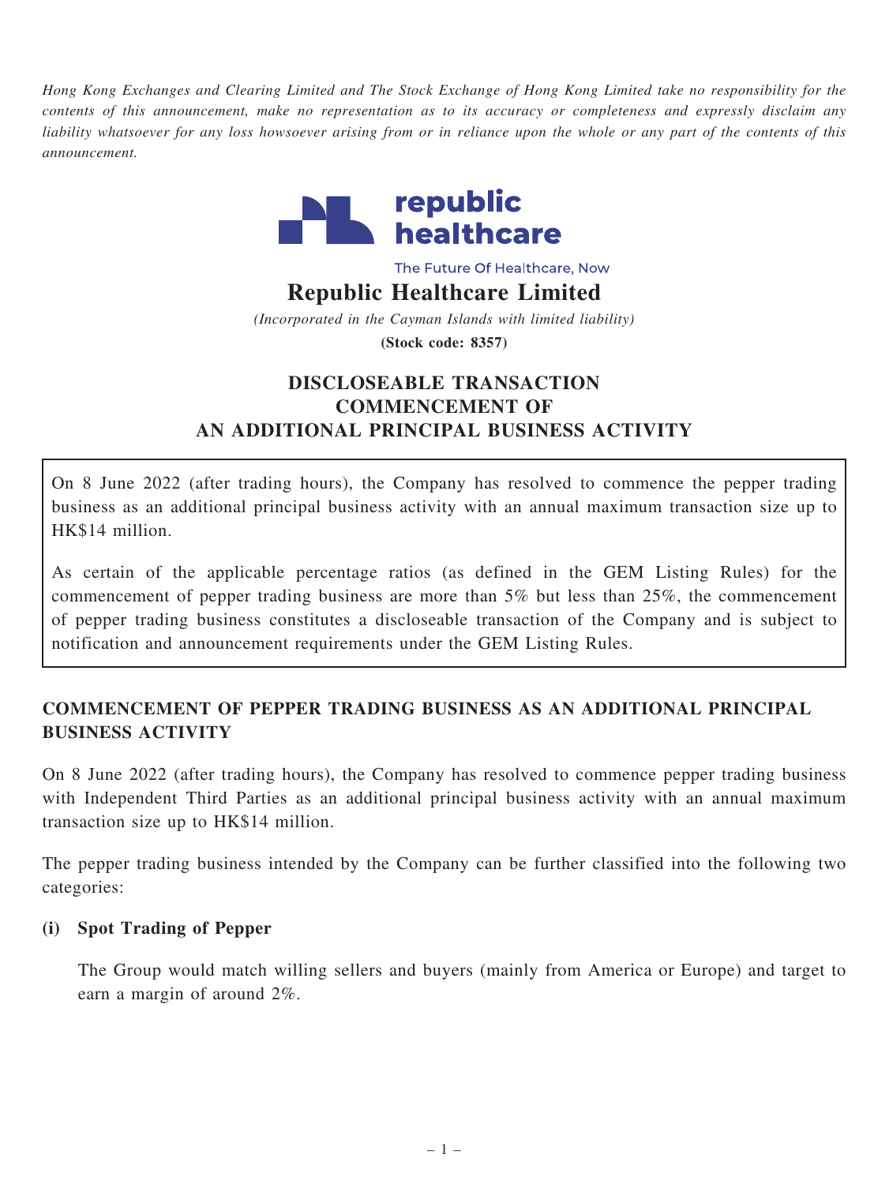*Hong Kong Exchanges and Clearing Limited and The Stock Exchange of Hong Kong Limited take no responsibility for the contents of this announcement, make no representation as to its accuracy or completeness and expressly disclaim any liability whatsoever for any loss howsoever arising from or in reliance upon the whole or any part of the contents of this announcement.*

republic healthcare

The Future Of Healthcare, Now

# Republic Healthcare Limited

*(Incorporated in the Cayman Islands with limited liability)*

**(Stock code: 8357)**

## DISCLOSEABLE TRANSACTION COMMENCEMENT OF AN ADDITIONAL PRINCIPAL BUSINESS ACTIVITY

On 8 June 2022 (after trading hours), the Company has resolved to commence the pepper trading business as an additional principal business activity with an annual maximum transaction size up to HK$14 million.

As certain of the applicable percentage ratios (as defined in the GEM Listing Rules) for the commencement of pepper trading business are more than 5% but less than 25%, the commencement of pepper trading business constitutes a discloseable transaction of the Company and is subject to notification and announcement requirements under the GEM Listing Rules.

## COMMENCEMENT OF PEPPER TRADING BUSINESS AS AN ADDITIONAL PRINCIPAL BUSINESS ACTIVITY

On 8 June 2022 (after trading hours), the Company has resolved to commence pepper trading business with Independent Third Parties as an additional principal business activity with an annual maximum transaction size up to HK$14 million.

The pepper trading business intended by the Company can be further classified into the following two categories:

**(i) Spot Trading of Pepper**

The Group would match willing sellers and buyers (mainly from America or Europe) and target to earn a margin of around 2%.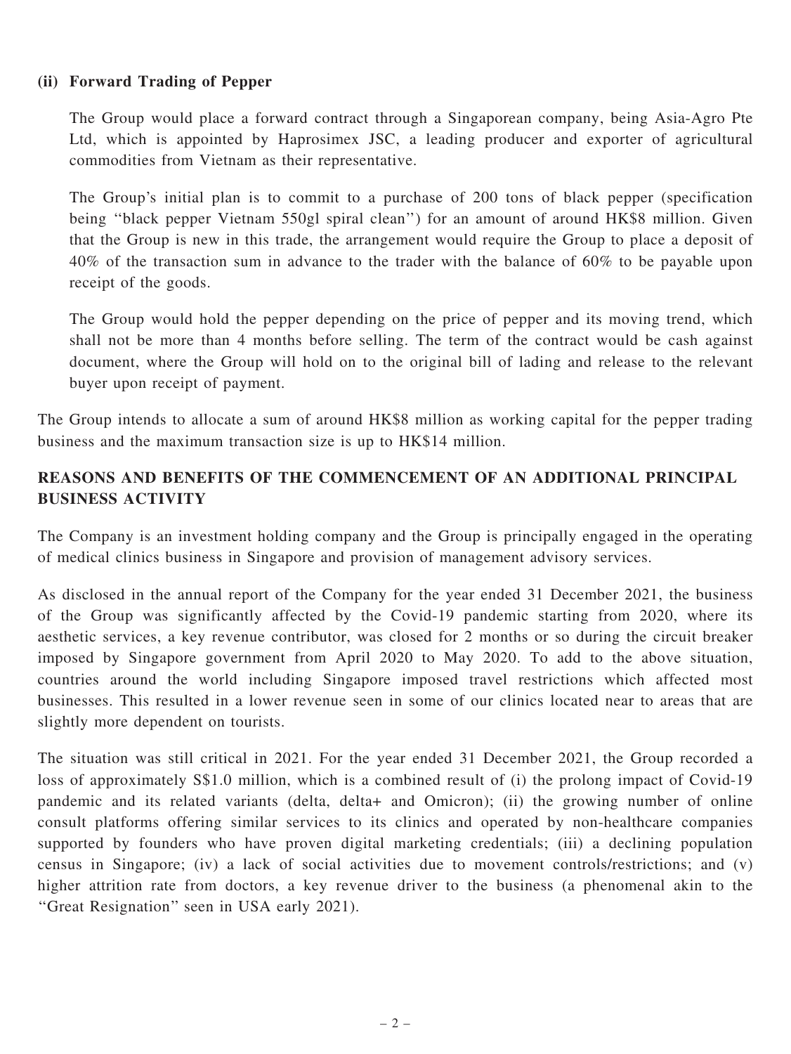### (ii) Forward Trading of Pepper

The Group would place a forward contract through a Singaporean company, being Asia-Agro Pte Ltd, which is appointed by Haprosimex JSC, a leading producer and exporter of agricultural commodities from Vietnam as their representative.

The Group's initial plan is to commit to a purchase of 200 tons of black pepper (specification being ''black pepper Vietnam 550gl spiral clean'') for an amount of around HK$8 million. Given that the Group is new in this trade, the arrangement would require the Group to place a deposit of 40% of the transaction sum in advance to the trader with the balance of 60% to be payable upon receipt of the goods.

The Group would hold the pepper depending on the price of pepper and its moving trend, which shall not be more than 4 months before selling. The term of the contract would be cash against document, where the Group will hold on to the original bill of lading and release to the relevant buyer upon receipt of payment.

The Group intends to allocate a sum of around HK$8 million as working capital for the pepper trading business and the maximum transaction size is up to HK$14 million.

## REASONS AND BENEFITS OF THE COMMENCEMENT OF AN ADDITIONAL PRINCIPAL BUSINESS ACTIVITY

The Company is an investment holding company and the Group is principally engaged in the operating of medical clinics business in Singapore and provision of management advisory services.

As disclosed in the annual report of the Company for the year ended 31 December 2021, the business of the Group was significantly affected by the Covid-19 pandemic starting from 2020, where its aesthetic services, a key revenue contributor, was closed for 2 months or so during the circuit breaker imposed by Singapore government from April 2020 to May 2020. To add to the above situation, countries around the world including Singapore imposed travel restrictions which affected most businesses. This resulted in a lower revenue seen in some of our clinics located near to areas that are slightly more dependent on tourists.

The situation was still critical in 2021. For the year ended 31 December 2021, the Group recorded a loss of approximately S$1.0 million, which is a combined result of (i) the prolong impact of Covid-19 pandemic and its related variants (delta, delta+ and Omicron); (ii) the growing number of online consult platforms offering similar services to its clinics and operated by non-healthcare companies supported by founders who have proven digital marketing credentials; (iii) a declining population census in Singapore; (iv) a lack of social activities due to movement controls/restrictions; and (v) higher attrition rate from doctors, a key revenue driver to the business (a phenomenal akin to the ''Great Resignation'' seen in USA early 2021).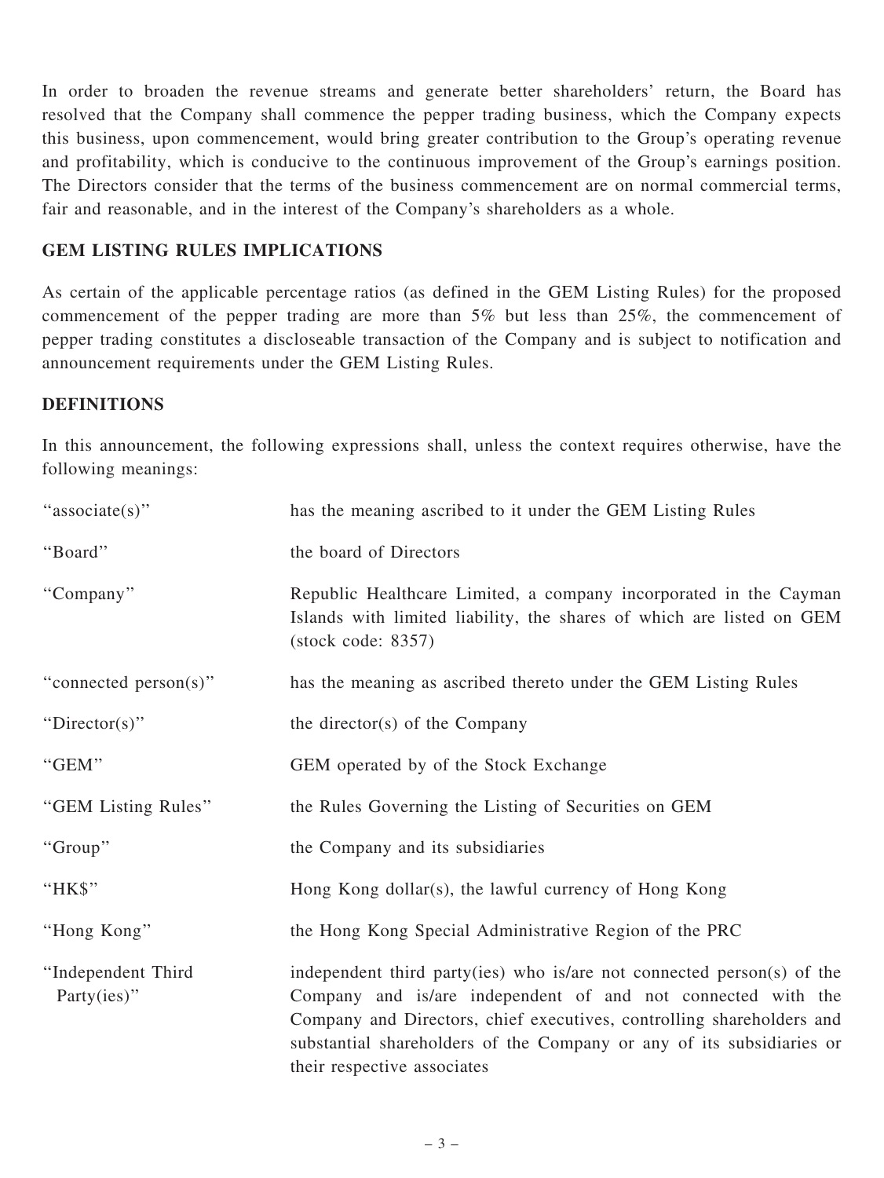In order to broaden the revenue streams and generate better shareholders' return, the Board has resolved that the Company shall commence the pepper trading business, which the Company expects this business, upon commencement, would bring greater contribution to the Group's operating revenue and profitability, which is conducive to the continuous improvement of the Group's earnings position. The Directors consider that the terms of the business commencement are on normal commercial terms, fair and reasonable, and in the interest of the Company's shareholders as a whole.

## GEM LISTING RULES IMPLICATIONS

As certain of the applicable percentage ratios (as defined in the GEM Listing Rules) for the proposed commencement of the pepper trading are more than 5% but less than 25%, the commencement of pepper trading constitutes a discloseable transaction of the Company and is subject to notification and announcement requirements under the GEM Listing Rules.

## DEFINITIONS

In this announcement, the following expressions shall, unless the context requires otherwise, have the following meanings:

| | |
|---|---|
| "associate(s)" | has the meaning ascribed to it under the GEM Listing Rules |
| "Board" | the board of Directors |
| "Company" | Republic Healthcare Limited, a company incorporated in the Cayman Islands with limited liability, the shares of which are listed on GEM (stock code: 8357) |
| "connected person(s)" | has the meaning as ascribed thereto under the GEM Listing Rules |
| "Director(s)" | the director(s) of the Company |
| "GEM" | GEM operated by of the Stock Exchange |
| "GEM Listing Rules" | the Rules Governing the Listing of Securities on GEM |
| "Group" | the Company and its subsidiaries |
| "HK$" | Hong Kong dollar(s), the lawful currency of Hong Kong |
| "Hong Kong" | the Hong Kong Special Administrative Region of the PRC |
| "Independent Third Party(ies)" | independent third party(ies) who is/are not connected person(s) of the Company and is/are independent of and not connected with the Company and Directors, chief executives, controlling shareholders and substantial shareholders of the Company or any of its subsidiaries or their respective associates |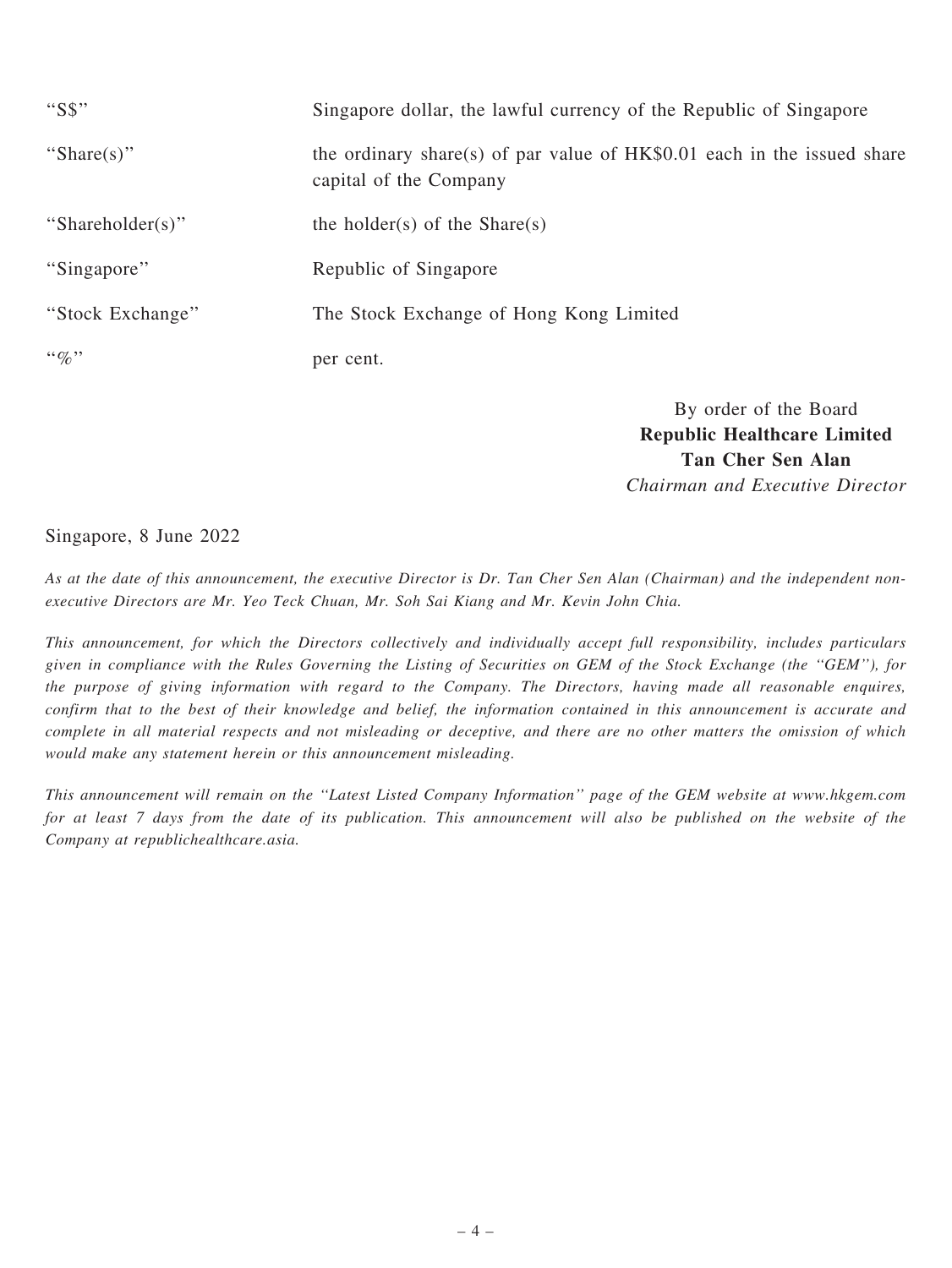| | |
|---|---|
| "S$" | Singapore dollar, the lawful currency of the Republic of Singapore |
| "Share(s)" | the ordinary share(s) of par value of HK$0.01 each in the issued share capital of the Company |
| "Shareholder(s)" | the holder(s) of the Share(s) |
| "Singapore" | Republic of Singapore |
| "Stock Exchange" | The Stock Exchange of Hong Kong Limited |
| "%" | per cent. |

By order of the Board
**Republic Healthcare Limited**
**Tan Cher Sen Alan**
*Chairman and Executive Director*

Singapore, 8 June 2022

*As at the date of this announcement, the executive Director is Dr. Tan Cher Sen Alan (Chairman) and the independent non-executive Directors are Mr. Yeo Teck Chuan, Mr. Soh Sai Kiang and Mr. Kevin John Chia.*

*This announcement, for which the Directors collectively and individually accept full responsibility, includes particulars given in compliance with the Rules Governing the Listing of Securities on GEM of the Stock Exchange (the "GEM"), for the purpose of giving information with regard to the Company. The Directors, having made all reasonable enquires, confirm that to the best of their knowledge and belief, the information contained in this announcement is accurate and complete in all material respects and not misleading or deceptive, and there are no other matters the omission of which would make any statement herein or this announcement misleading.*

*This announcement will remain on the "Latest Listed Company Information" page of the GEM website at www.hkgem.com for at least 7 days from the date of its publication. This announcement will also be published on the website of the Company at republichealthcare.asia.*